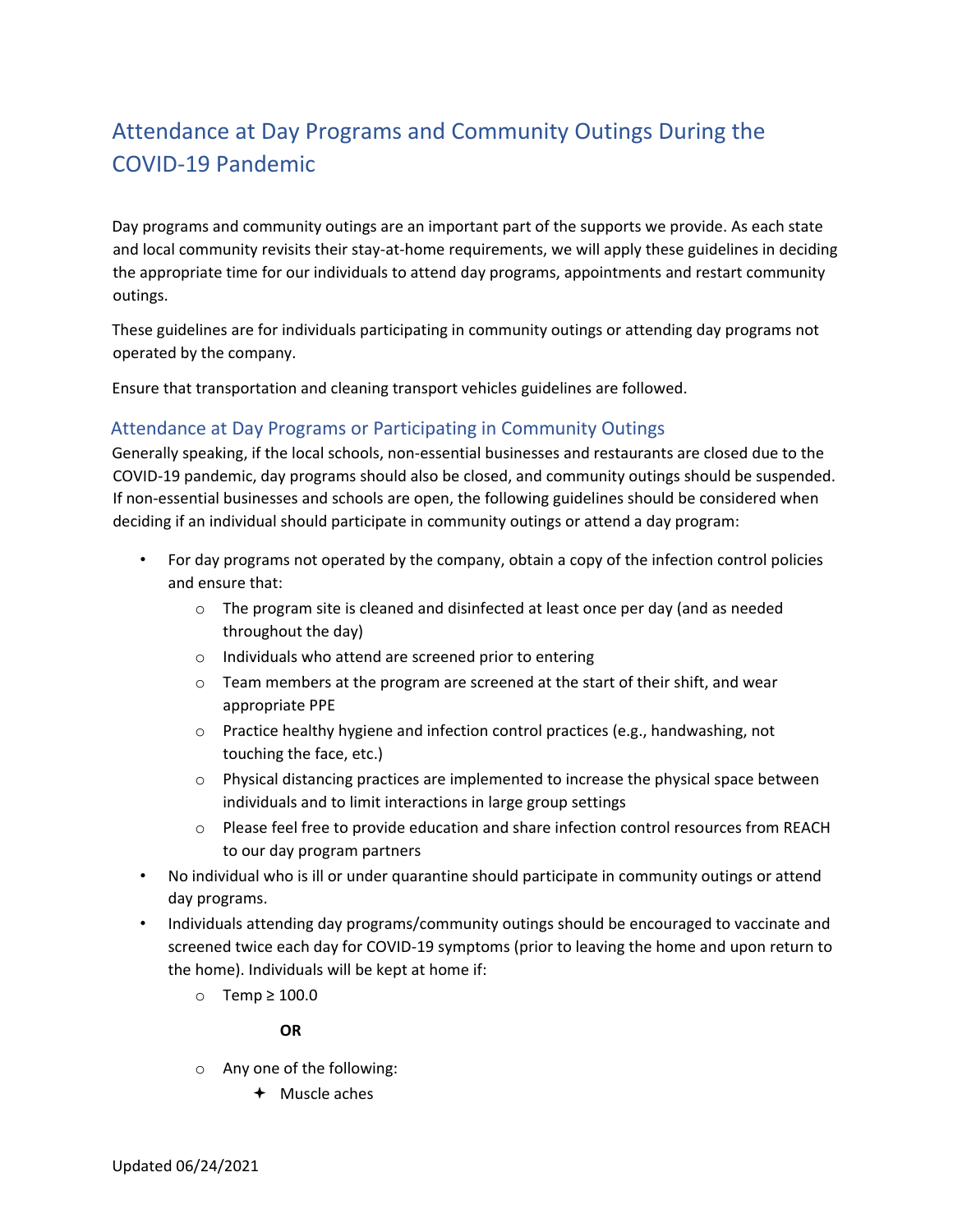# Attendance at Day Programs and Community Outings During the COVID-19 Pandemic

Day programs and community outings are an important part of the supports we provide. As each state and local community revisits their stay-at-home requirements, we will apply these guidelines in deciding the appropriate time for our individuals to attend day programs, appointments and restart community outings.

These guidelines are for individuals participating in community outings or attending day programs not operated by the company.

Ensure that transportation and cleaning transport vehicles guidelines are followed.

## Attendance at Day Programs or Participating in Community Outings

Generally speaking, if the local schools, non-essential businesses and restaurants are closed due to the COVID-19 pandemic, day programs should also be closed, and community outings should be suspended. If non-essential businesses and schools are open, the following guidelines should be considered when deciding if an individual should participate in community outings or attend a day program:

- For day programs not operated by the company, obtain a copy of the infection control policies and ensure that:
    - The program site is cleaned and disinfected at least once per day (and as needed throughout the day)
    - Individuals who attend are screened prior to entering
    - Team members at the program are screened at the start of their shift, and wear appropriate PPE
    - Practice healthy hygiene and infection control practices (e.g., handwashing, not touching the face, etc.)
    - Physical distancing practices are implemented to increase the physical space between individuals and to limit interactions in large group settings
    - Please feel free to provide education and share infection control resources from REACH to our day program partners
- No individual who is ill or under quarantine should participate in community outings or attend day programs.
- Individuals attending day programs/community outings should be encouraged to vaccinate and screened twice each day for COVID-19 symptoms (prior to leaving the home and upon return to the home). Individuals will be kept at home if:
    - Temp ≥ 100.0

      **OR**

    - Any one of the following:
        - Muscle aches

Updated 06/24/2021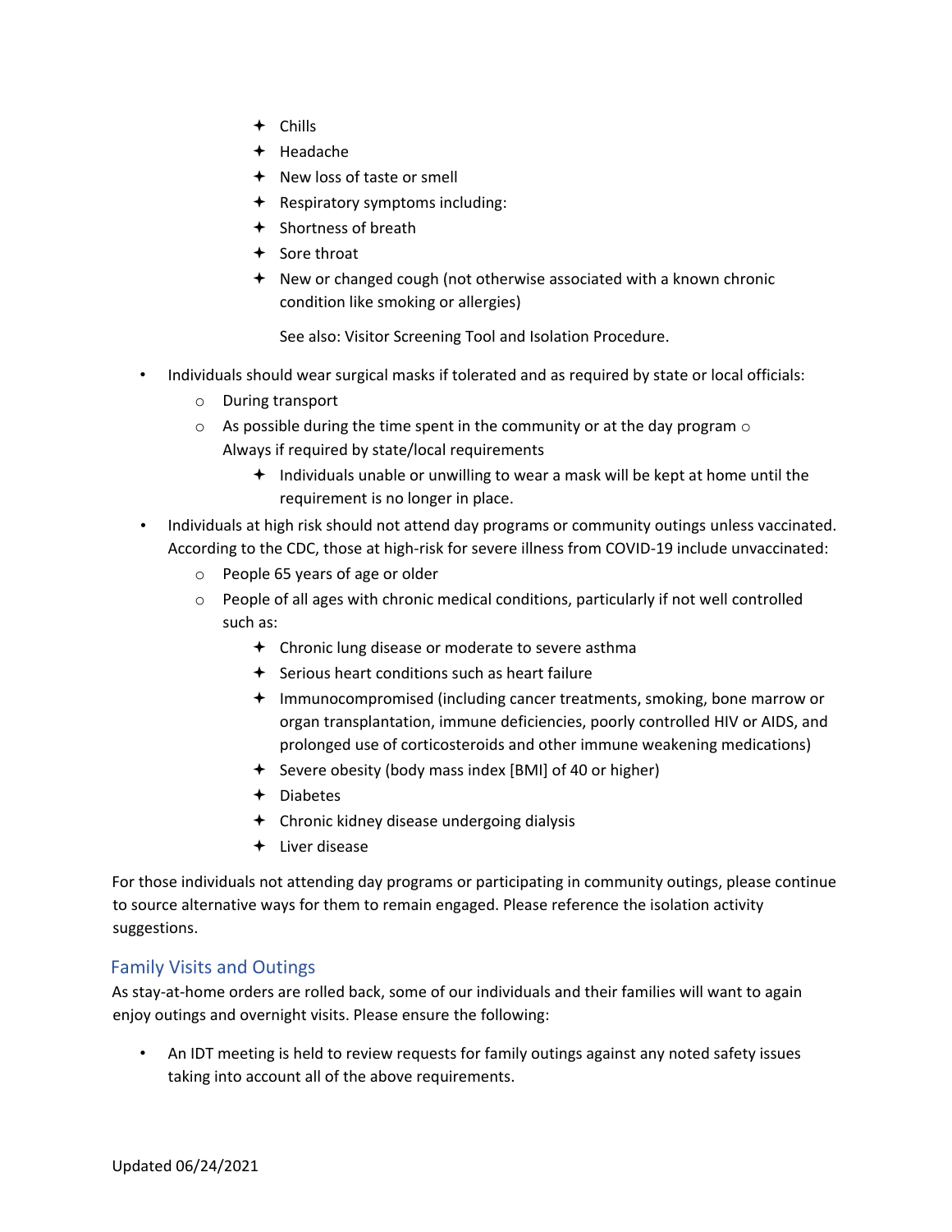- ✦ Chills
- ✦ Headache
- ✦ New loss of taste or smell
- ✦ Respiratory symptoms including:
- ✦ Shortness of breath
- ✦ Sore throat
- ✦ New or changed cough (not otherwise associated with a known chronic condition like smoking or allergies)

  See also: Visitor Screening Tool and Isolation Procedure.

- Individuals should wear surgical masks if tolerated and as required by state or local officials:
  - During transport
  - As possible during the time spent in the community or at the day program
  - Always if required by state/local requirements
    - ✦ Individuals unable or unwilling to wear a mask will be kept at home until the requirement is no longer in place.
- Individuals at high risk should not attend day programs or community outings unless vaccinated. According to the CDC, those at high-risk for severe illness from COVID-19 include unvaccinated:
  - People 65 years of age or older
  - People of all ages with chronic medical conditions, particularly if not well controlled such as:
    - ✦ Chronic lung disease or moderate to severe asthma
    - ✦ Serious heart conditions such as heart failure
    - ✦ Immunocompromised (including cancer treatments, smoking, bone marrow or organ transplantation, immune deficiencies, poorly controlled HIV or AIDS, and prolonged use of corticosteroids and other immune weakening medications)
    - ✦ Severe obesity (body mass index [BMI] of 40 or higher)
    - ✦ Diabetes
    - ✦ Chronic kidney disease undergoing dialysis
    - ✦ Liver disease

For those individuals not attending day programs or participating in community outings, please continue to source alternative ways for them to remain engaged. Please reference the isolation activity suggestions.

## Family Visits and Outings

As stay-at-home orders are rolled back, some of our individuals and their families will want to again enjoy outings and overnight visits. Please ensure the following:

- An IDT meeting is held to review requests for family outings against any noted safety issues taking into account all of the above requirements.

Updated 06/24/2021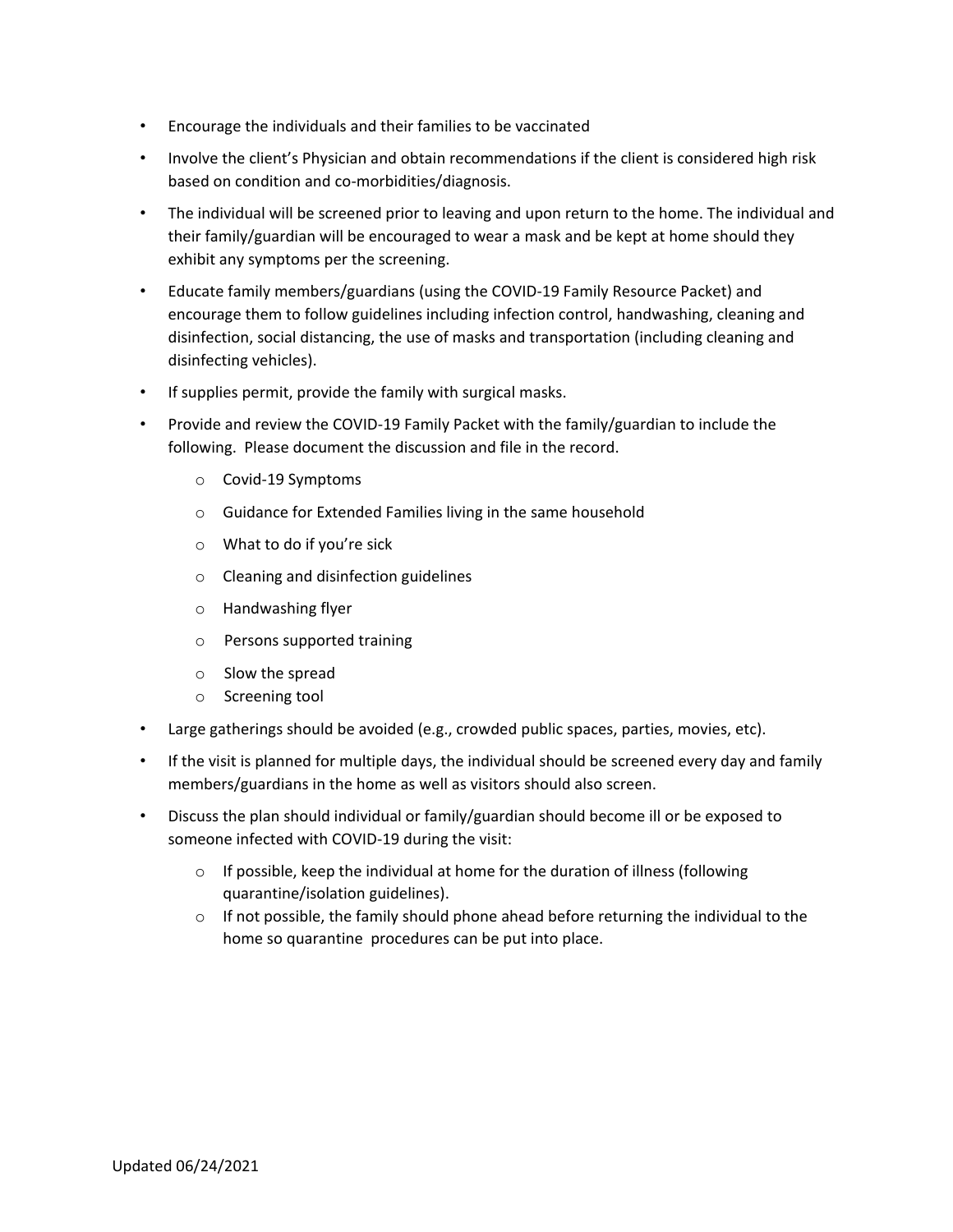- Encourage the individuals and their families to be vaccinated
- Involve the client's Physician and obtain recommendations if the client is considered high risk based on condition and co-morbidities/diagnosis.
- The individual will be screened prior to leaving and upon return to the home. The individual and their family/guardian will be encouraged to wear a mask and be kept at home should they exhibit any symptoms per the screening.
- Educate family members/guardians (using the COVID-19 Family Resource Packet) and encourage them to follow guidelines including infection control, handwashing, cleaning and disinfection, social distancing, the use of masks and transportation (including cleaning and disinfecting vehicles).
- If supplies permit, provide the family with surgical masks.
- Provide and review the COVID-19 Family Packet with the family/guardian to include the following. Please document the discussion and file in the record.
  - Covid-19 Symptoms
  - Guidance for Extended Families living in the same household
  - What to do if you're sick
  - Cleaning and disinfection guidelines
  - Handwashing flyer
  - Persons supported training
  - Slow the spread
  - Screening tool
- Large gatherings should be avoided (e.g., crowded public spaces, parties, movies, etc).
- If the visit is planned for multiple days, the individual should be screened every day and family members/guardians in the home as well as visitors should also screen.
- Discuss the plan should individual or family/guardian should become ill or be exposed to someone infected with COVID-19 during the visit:
  - If possible, keep the individual at home for the duration of illness (following quarantine/isolation guidelines).
  - If not possible, the family should phone ahead before returning the individual to the home so quarantine procedures can be put into place.

Updated 06/24/2021